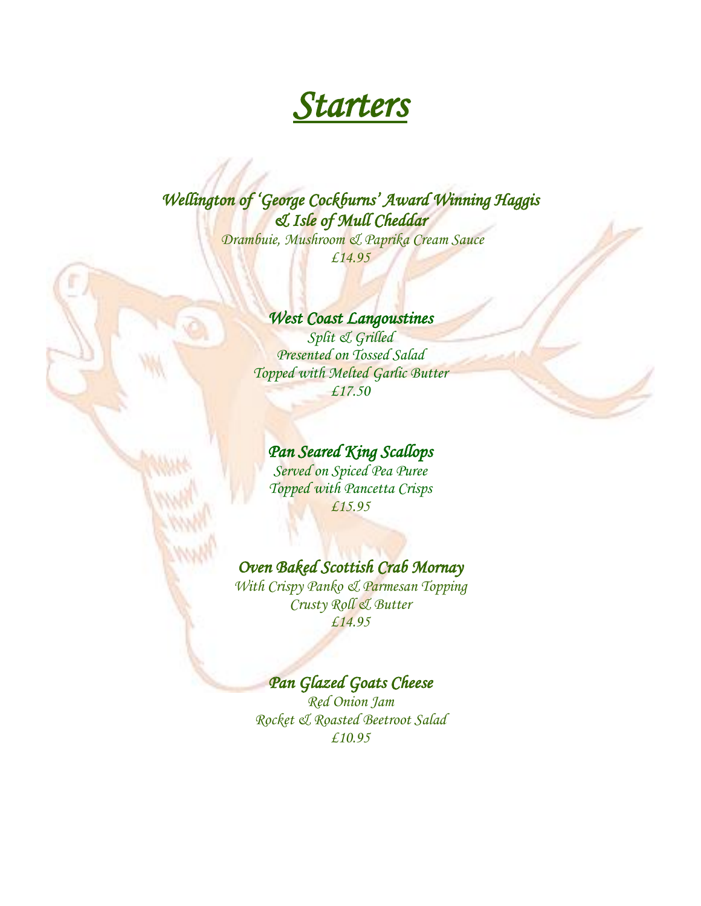# Starters

### *Wellington of 'George Cockburns' Award Winning Haggis & Isle of Mull Cheddar*

*Drambuie, Mushroom & Paprika Cream Sauce*
*£14.95*

### *West Coast Langoustines*

*Split & Grilled*
*Presented on Tossed Salad*
*Topped with Melted Garlic Butter*
*£17.50*

### *Pan Seared King Scallops*

*Served on Spiced Pea Puree*
*Topped with Pancetta Crisps*
*£15.95*

### *Oven Baked Scottish Crab Mornay*

*With Crispy Panko & Parmesan Topping*
*Crusty Roll & Butter*
*£14.95*

### *Pan Glazed Goats Cheese*

*Red Onion Jam*
*Rocket & Roasted Beetroot Salad*
*£10.95*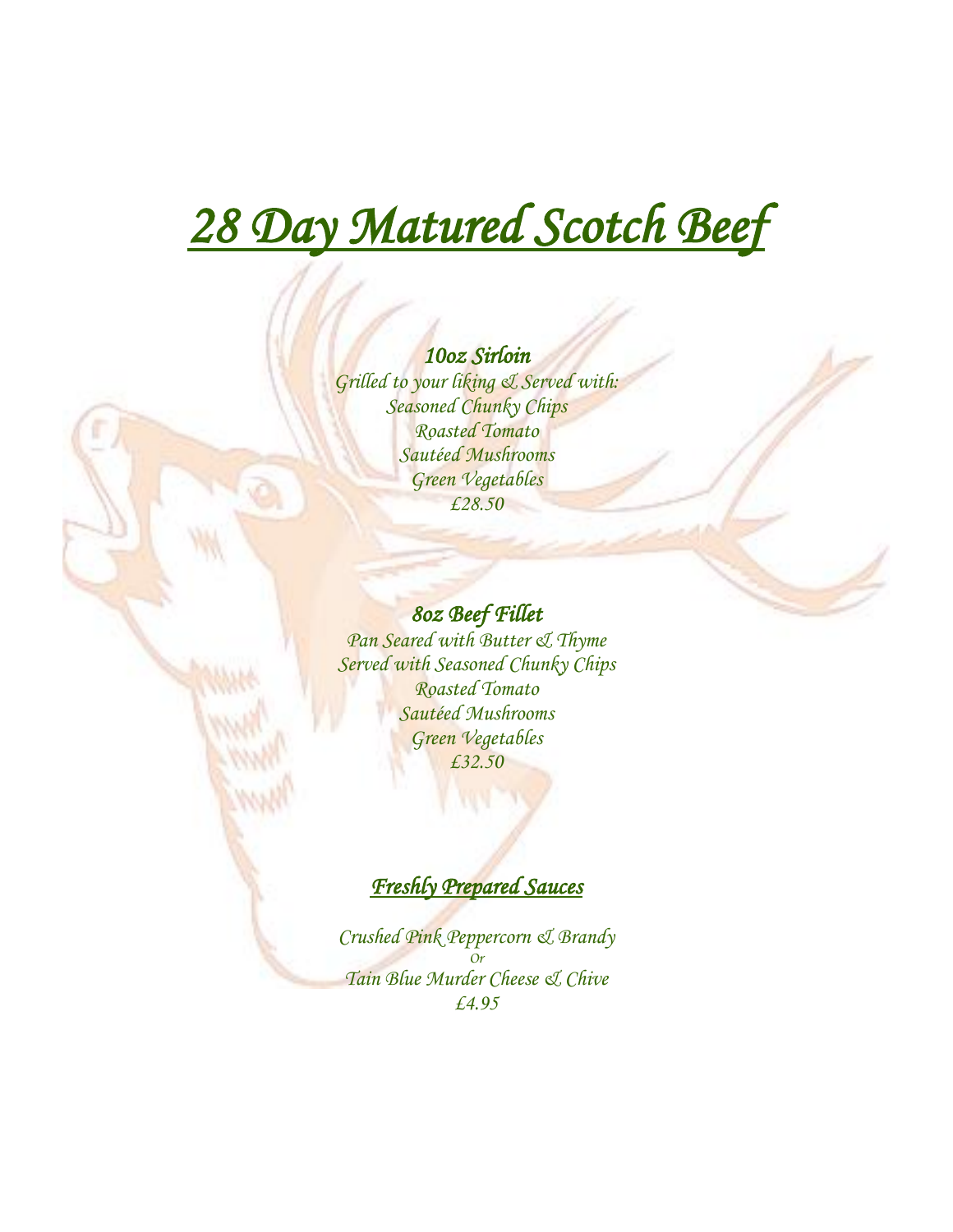# *28 Day Matured Scotch Beef*

### *10oz Sirloin*

*Grilled to your liking & Served with:*
*Seasoned Chunky Chips*
*Roasted Tomato*
*Sautéed Mushrooms*
*Green Vegetables*
*£28.50*

### *8oz Beef Fillet*

*Pan Seared with Butter & Thyme*
*Served with Seasoned Chunky Chips*
*Roasted Tomato*
*Sautéed Mushrooms*
*Green Vegetables*
*£32.50*

## *Freshly Prepared Sauces*

*Crushed Pink Peppercorn & Brandy*
*Or*
*Tain Blue Murder Cheese & Chive*
*£4.95*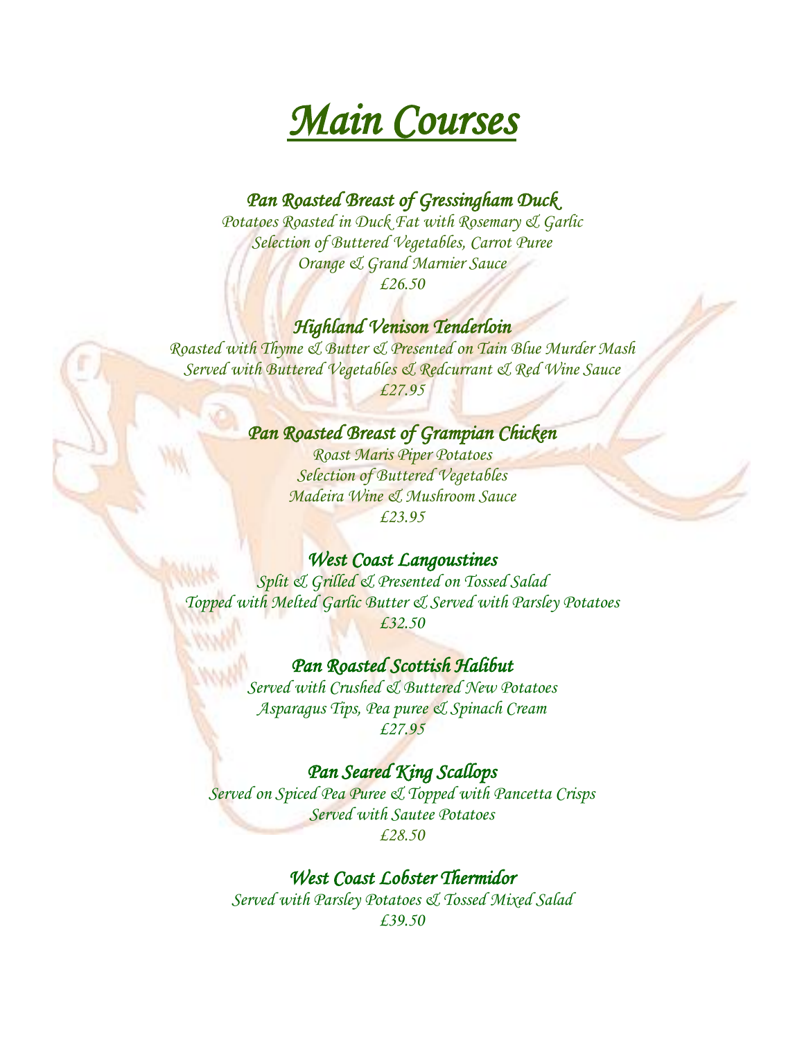# *Main Courses*

### *Pan Roasted Breast of Gressingham Duck*

*Potatoes Roasted in Duck Fat with Rosemary & Garlic*
*Selection of Buttered Vegetables, Carrot Puree*
*Orange & Grand Marnier Sauce*
*£26.50*

### *Highland Venison Tenderloin*

*Roasted with Thyme & Butter & Presented on Tain Blue Murder Mash*
*Served with Buttered Vegetables & Redcurrant & Red Wine Sauce*
*£27.95*

### *Pan Roasted Breast of Grampian Chicken*

*Roast Maris Piper Potatoes*
*Selection of Buttered Vegetables*
*Madeira Wine & Mushroom Sauce*
*£23.95*

### *West Coast Langoustines*

*Split & Grilled & Presented on Tossed Salad*
*Topped with Melted Garlic Butter & Served with Parsley Potatoes*
*£32.50*

### *Pan Roasted Scottish Halibut*

*Served with Crushed & Buttered New Potatoes*
*Asparagus Tips, Pea puree & Spinach Cream*
*£27.95*

### *Pan Seared King Scallops*

*Served on Spiced Pea Puree & Topped with Pancetta Crisps*
*Served with Sautee Potatoes*
*£28.50*

### *West Coast Lobster Thermidor*

*Served with Parsley Potatoes & Tossed Mixed Salad*
*£39.50*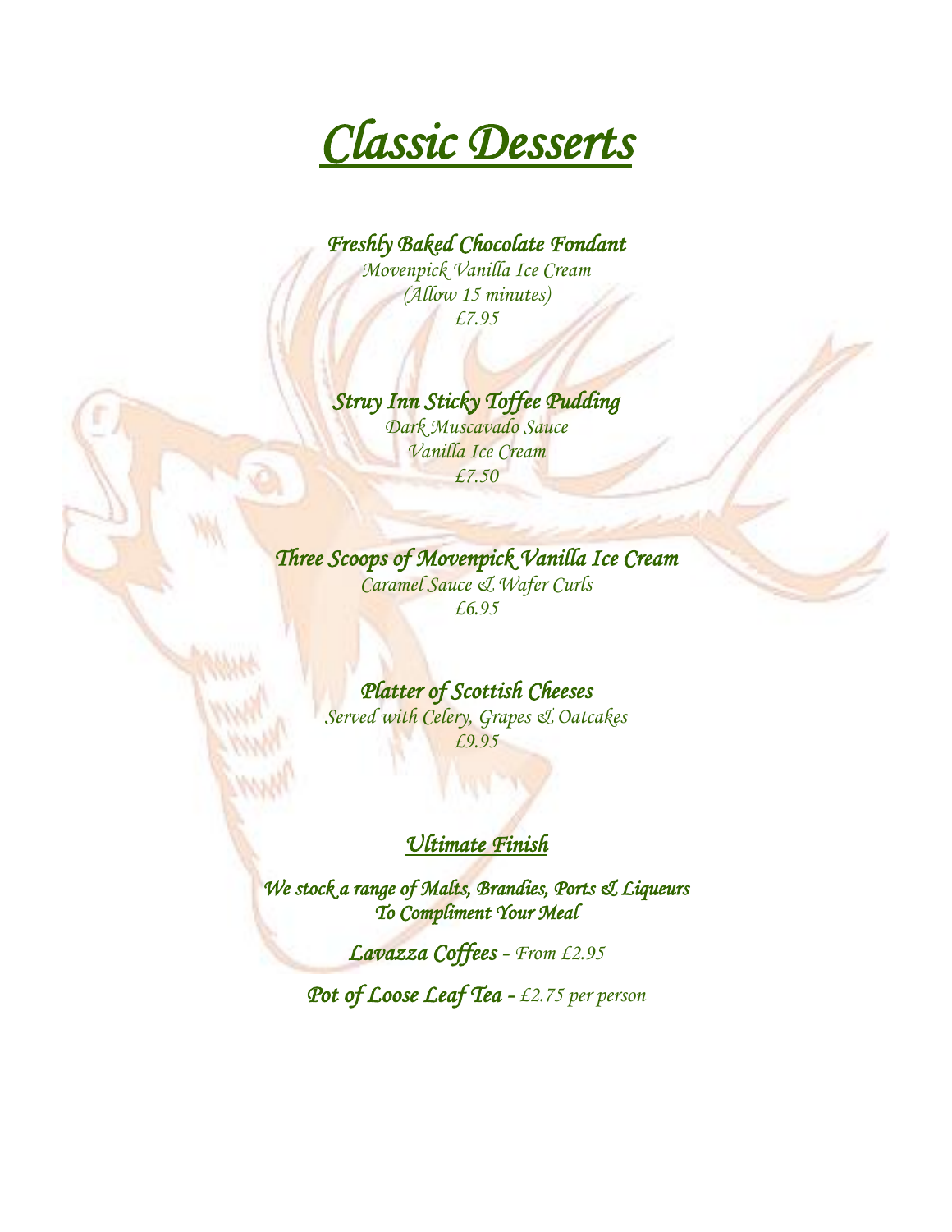# *Classic Desserts*

***Freshly Baked Chocolate Fondant***

*Movenpick Vanilla Ice Cream*

*(Allow 15 minutes)*

*£7.95*

***Struy Inn Sticky Toffee Pudding***

*Dark Muscavado Sauce*

*Vanilla Ice Cream*

*£7.50*

***Three Scoops of Movenpick Vanilla Ice Cream***

*Caramel Sauce & Wafer Curls*

*£6.95*

***Platter of Scottish Cheeses***

*Served with Celery, Grapes & Oatcakes*

*£9.95*

## *Ultimate Finish*

***We stock a range of Malts, Brandies, Ports & Liqueurs***
***To Compliment Your Meal***

***Lavazza Coffees*** *- From £2.95*

***Pot of Loose Leaf Tea*** *- £2.75 per person*